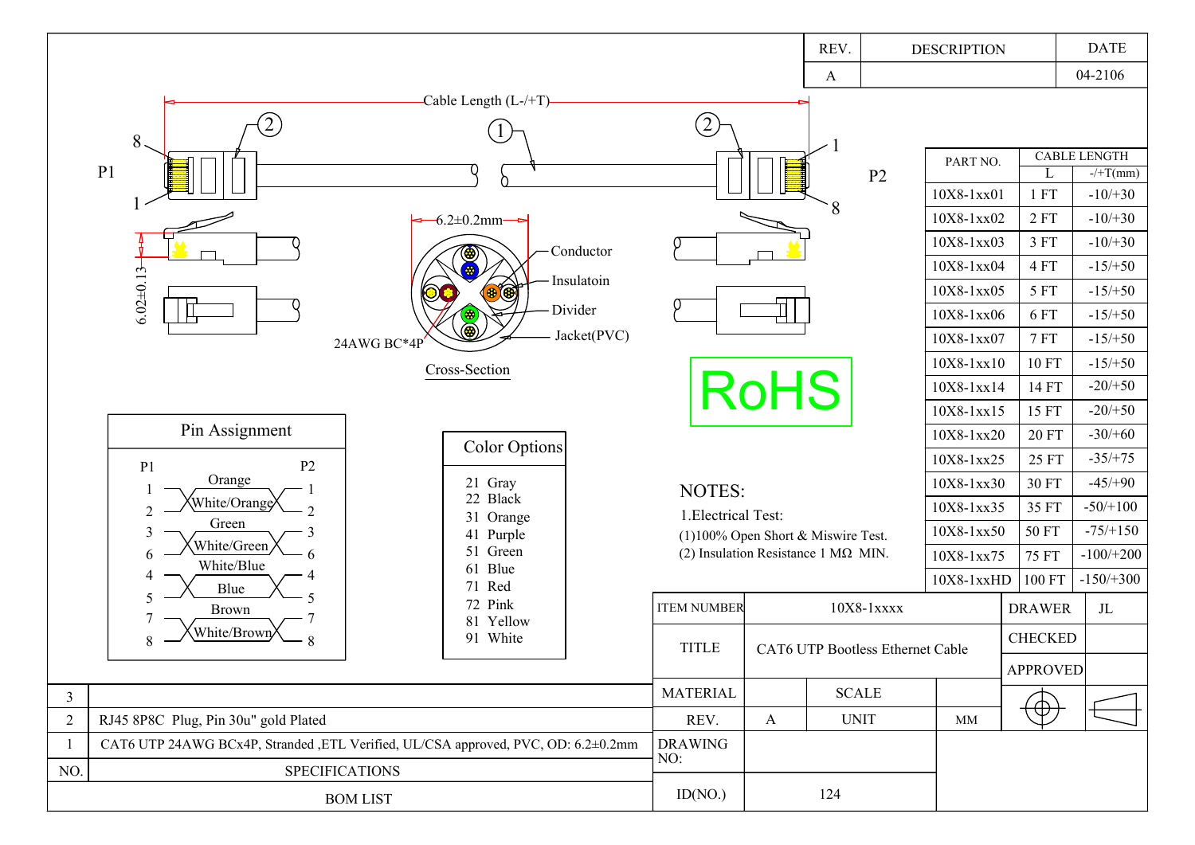| REV. | DESCRIPTION | DATE |
| --- | --- | --- |
| A | | 04-2106 |

Cable Length (L-/+T)

P1 P2

6.2±0.2mm

6.02±0.13

Conductor

Insulatoin

Divider

Jacket(PVC)

24AWG BC*4P

Cross-Section

RoHS

| PART NO. | CABLE LENGTH | |
| --- | --- | --- |
| | L | -/+T(mm) |
| 10X8-1xx01 | 1 FT | -10/+30 |
| 10X8-1xx02 | 2 FT | -10/+30 |
| 10X8-1xx03 | 3 FT | -10/+30 |
| 10X8-1xx04 | 4 FT | -15/+50 |
| 10X8-1xx05 | 5 FT | -15/+50 |
| 10X8-1xx06 | 6 FT | -15/+50 |
| 10X8-1xx07 | 7 FT | -15/+50 |
| 10X8-1xx10 | 10 FT | -15/+50 |
| 10X8-1xx14 | 14 FT | -20/+50 |
| 10X8-1xx15 | 15 FT | -20/+50 |
| 10X8-1xx20 | 20 FT | -30/+60 |
| 10X8-1xx25 | 25 FT | -35/+75 |
| 10X8-1xx30 | 30 FT | -45/+90 |
| 10X8-1xx35 | 35 FT | -50/+100 |
| 10X8-1xx50 | 50 FT | -75/+150 |
| 10X8-1xx75 | 75 FT | -100/+200 |
| 10X8-1xxHD | 100 FT | -150/+300 |

## Pin Assignment

| P1 | Color | P2 |
| --- | --- | --- |
| 1 | Orange | 2 |
| 2 | White/Orange | 1 |
| 3 | Green | 6 |
| 6 | White/Green | 3 |
| 4 | White/Blue | 5 |
| 5 | Blue | 4 |
| 7 | Brown | 8 |
| 8 | White/Brown | 7 |

## Color Options

- 21 Gray
- 22 Black
- 31 Orange
- 41 Purple
- 51 Green
- 61 Blue
- 71 Red
- 72 Pink
- 81 Yellow
- 91 White

## NOTES:

1.Electrical Test:

(1)100% Open Short & Miswire Test.

(2) Insulation Resistance 1 MΩ MIN.

| ITEM NUMBER | 10X8-1xxxx | DRAWER | JL |
| --- | --- | --- | --- |
| TITLE | CAT6 UTP Bootless Ethernet Cable | CHECKED | |
| | | APPROVED | |
| MATERIAL | | SCALE | |
| REV. | A | UNIT | MM |
| DRAWING NO: | | | |
| ID(NO.) | 124 | | |

| NO. | SPECIFICATIONS |
| --- | --- |
| 3 | |
| 2 | RJ45 8P8C Plug, Pin 30u" gold Plated |
| 1 | CAT6 UTP 24AWG BCx4P, Stranded ,ETL Verified, UL/CSA approved, PVC, OD: 6.2±0.2mm |

BOM LIST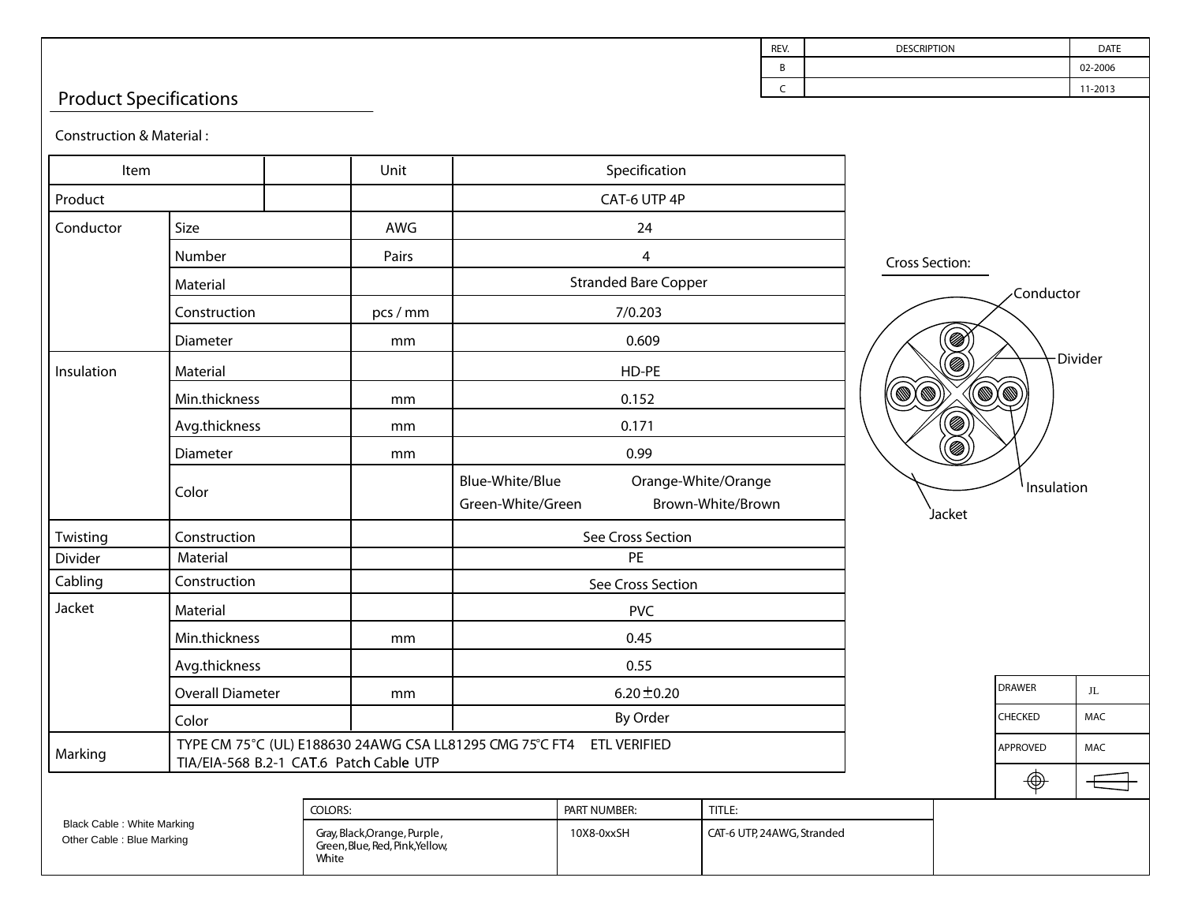| REV. | DESCRIPTION | DATE |
|---|---|---|
| B | | 02-2006 |
| C | | 11-2013 |

## Product Specifications

Construction & Material :

| Item | | Unit | Specification |
|---|---|---|---|
| Product | | | CAT-6 UTP 4P |
| Conductor | Size | AWG | 24 |
| | Number | Pairs | 4 |
| | Material | | Stranded Bare Copper |
| | Construction | pcs / mm | 7/0.203 |
| | Diameter | mm | 0.609 |
| Insulation | Material | | HD-PE |
| | Min.thickness | mm | 0.152 |
| | Avg.thickness | mm | 0.171 |
| | Diameter | mm | 0.99 |
| | Color | | Blue-White/Blue Orange-White/Orange Green-White/Green Brown-White/Brown |
| Twisting | Construction | | See Cross Section |
| Divider | Material | | PE |
| Cabling | Construction | | See Cross Section |
| Jacket | Material | | PVC |
| | Min.thickness | mm | 0.45 |
| | Avg.thickness | | 0.55 |
| | Overall Diameter | mm | 6.20 ± 0.20 |
| | Color | | By Order |
| Marking | TYPE CM 75°C (UL) E188630 24AWG CSA LL81295 CMG 75°C FT4 ETL VERIFIED TIA/EIA-568 B.2-1 CAT.6 Patch Cable UTP | | |

Cross Section:

Conductor

Divider

Insulation

Jacket

| DRAWER | JL |
|---|---|
| CHECKED | MAC |
| APPROVED | MAC |

Black Cable : White Marking
Other Cable : Blue Marking

| COLORS: | PART NUMBER: | TITLE: |
|---|---|---|
| Gray, Black, Orange, Purple, Green, Blue, Red, Pink, Yellow, White | 10X8-0xxSH | CAT-6 UTP, 24AWG, Stranded |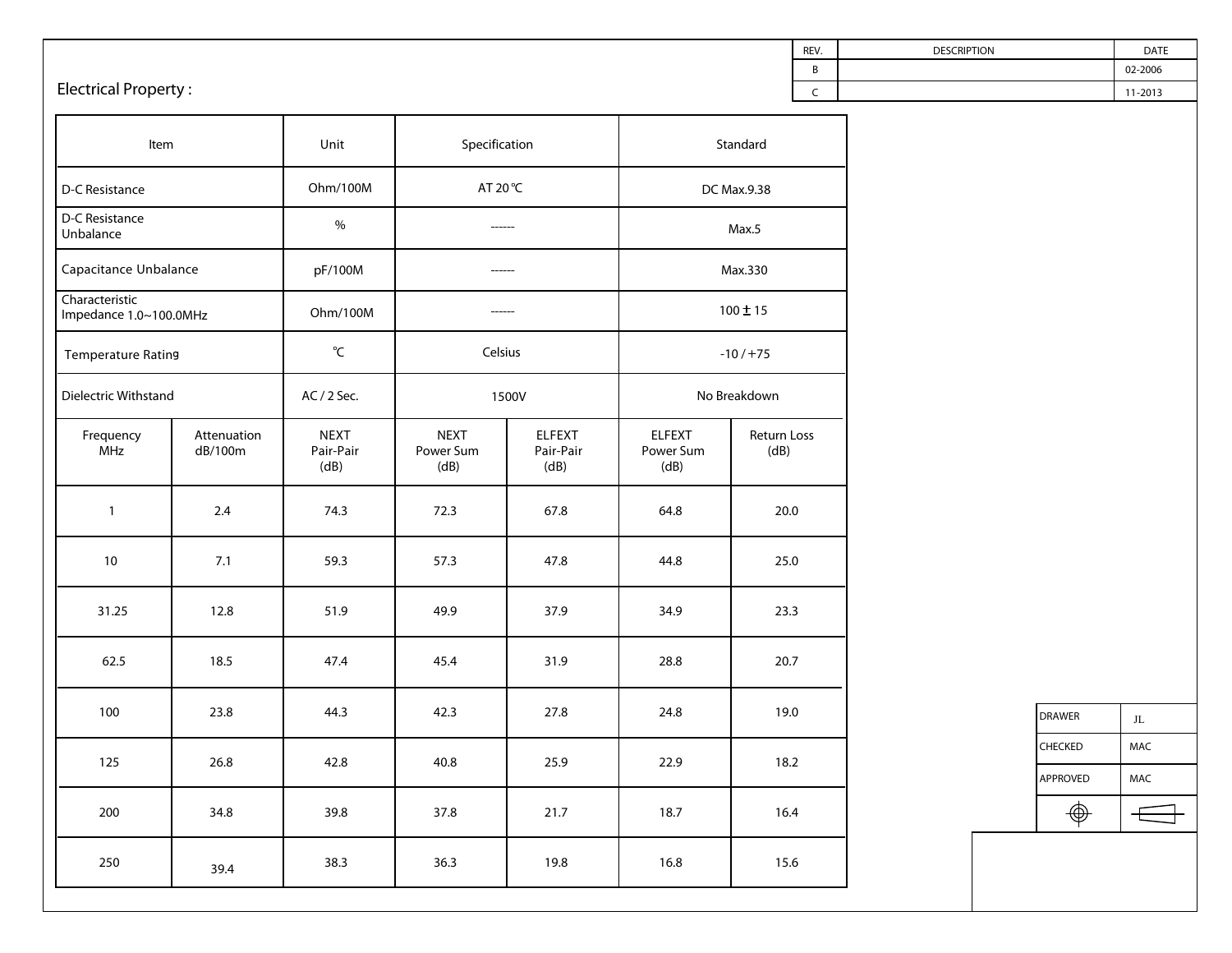| REV. | DESCRIPTION | DATE |
|---|---|---|
| B | | 02-2006 |
| C | | 11-2013 |

## Electrical Property :

| Item | Unit | Specification | Standard |
|---|---|---|---|
| D-C Resistance | Ohm/100M | AT 20℃ | DC Max.9.38 |
| D-C Resistance Unbalance | % | ------ | Max.5 |
| Capacitance Unbalance | pF/100M | ------ | Max.330 |
| Characteristic Impedance 1.0~100.0MHz | Ohm/100M | ------ | 100 ± 15 |
| Temperature Rating | ℃ | Celsius | -10 / +75 |
| Dielectric Withstand | AC / 2 Sec. | 1500V | No Breakdown |

| Frequency MHz | Attenuation dB/100m | NEXT Pair-Pair (dB) | NEXT Power Sum (dB) | ELFEXT Pair-Pair (dB) | ELFEXT Power Sum (dB) | Return Loss (dB) |
|---|---|---|---|---|---|---|
| 1 | 2.4 | 74.3 | 72.3 | 67.8 | 64.8 | 20.0 |
| 10 | 7.1 | 59.3 | 57.3 | 47.8 | 44.8 | 25.0 |
| 31.25 | 12.8 | 51.9 | 49.9 | 37.9 | 34.9 | 23.3 |
| 62.5 | 18.5 | 47.4 | 45.4 | 31.9 | 28.8 | 20.7 |
| 100 | 23.8 | 44.3 | 42.3 | 27.8 | 24.8 | 19.0 |
| 125 | 26.8 | 42.8 | 40.8 | 25.9 | 22.9 | 18.2 |
| 200 | 34.8 | 39.8 | 37.8 | 21.7 | 18.7 | 16.4 |
| 250 | 39.4 | 38.3 | 36.3 | 19.8 | 16.8 | 15.6 |

| | |
|---|---|
| DRAWER | JL |
| CHECKED | MAC |
| APPROVED | MAC |